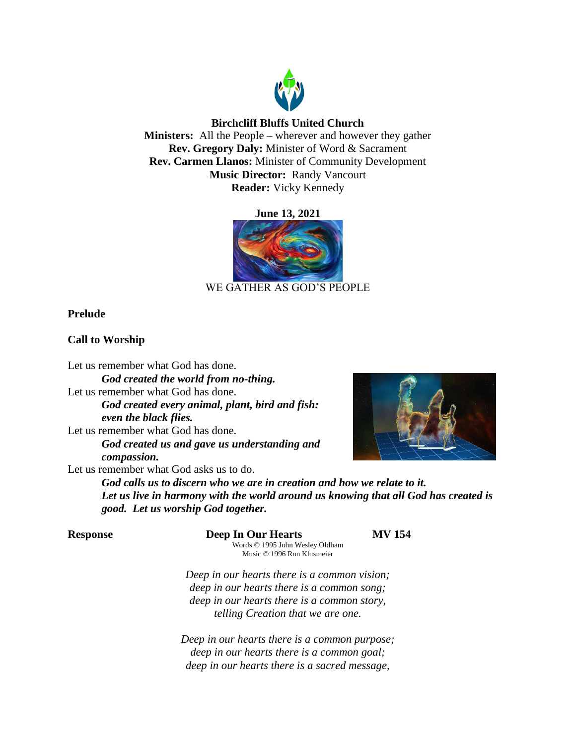**Birchcliff Bluffs United Church**
**Ministers:** All the People – wherever and however they gather
**Rev. Gregory Daly:** Minister of Word & Sacrament
**Rev. Carmen Llanos:** Minister of Community Development
**Music Director:** Randy Vancourt
**Reader:** Vicky Kennedy

**June 13, 2021**

WE GATHER AS GOD'S PEOPLE

**Prelude**

**Call to Worship**

Let us remember what God has done.
***God created the world from no-thing.***
Let us remember what God has done.
***God created every animal, plant, bird and fish: even the black flies.***
Let us remember what God has done.
***God created us and gave us understanding and compassion.***
Let us remember what God asks us to do.
***God calls us to discern who we are in creation and how we relate to it. Let us live in harmony with the world around us knowing that all God has created is good. Let us worship God together.***

**Response** **Deep In Our Hearts** **MV 154**
Words © 1995 John Wesley Oldham
Music © 1996 Ron Klusmeier

*Deep in our hearts there is a common vision;*
*deep in our hearts there is a common song;*
*deep in our hearts there is a common story,*
*telling Creation that we are one.*

*Deep in our hearts there is a common purpose;*
*deep in our hearts there is a common goal;*
*deep in our hearts there is a sacred message,*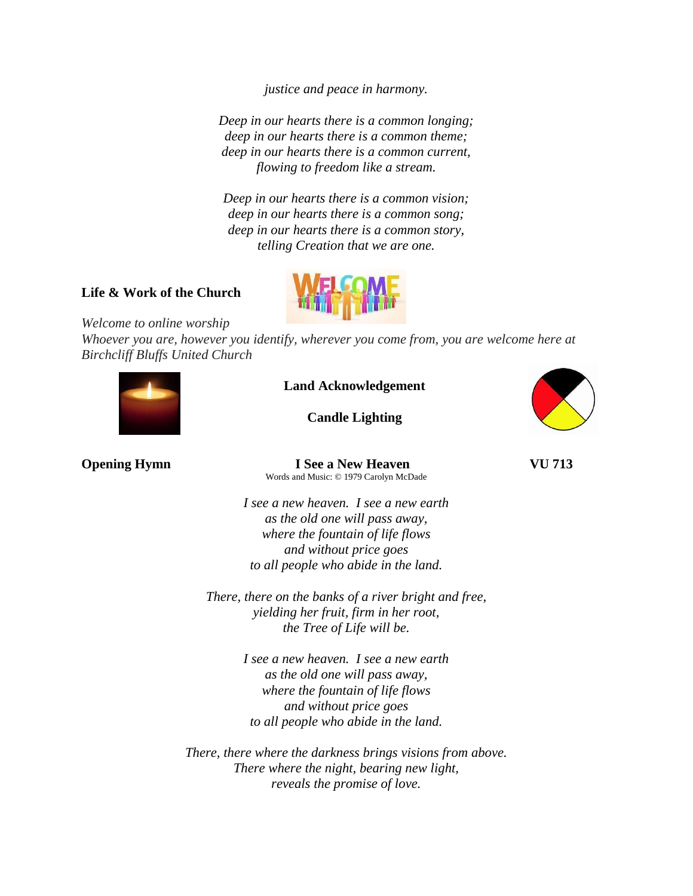*justice and peace in harmony.*

*Deep in our hearts there is a common longing;*
*deep in our hearts there is a common theme;*
*deep in our hearts there is a common current,*
*flowing to freedom like a stream.*

*Deep in our hearts there is a common vision;*
*deep in our hearts there is a common song;*
*deep in our hearts there is a common story,*
*telling Creation that we are one.*

**Life & Work of the Church**

*Welcome to online worship*
*Whoever you are, however you identify, wherever you come from, you are welcome here at Birchcliff Bluffs United Church*

**Land Acknowledgement**

**Candle Lighting**

**Opening Hymn** **I See a New Heaven** **VU 713**
Words and Music: © 1979 Carolyn McDade

*I see a new heaven. I see a new earth*
*as the old one will pass away,*
*where the fountain of life flows*
*and without price goes*
*to all people who abide in the land.*

*There, there on the banks of a river bright and free,*
*yielding her fruit, firm in her root,*
*the Tree of Life will be.*

*I see a new heaven. I see a new earth*
*as the old one will pass away,*
*where the fountain of life flows*
*and without price goes*
*to all people who abide in the land.*

*There, there where the darkness brings visions from above.*
*There where the night, bearing new light,*
*reveals the promise of love.*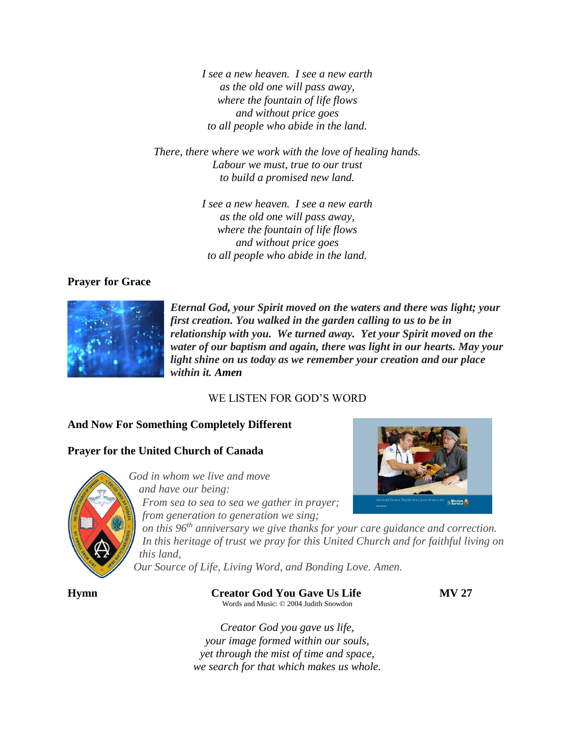*I see a new heaven. I see a new earth*
*as the old one will pass away,*
*where the fountain of life flows*
*and without price goes*
*to all people who abide in the land.*

*There, there where we work with the love of healing hands.*
*Labour we must, true to our trust*
*to build a promised new land.*

*I see a new heaven. I see a new earth*
*as the old one will pass away,*
*where the fountain of life flows*
*and without price goes*
*to all people who abide in the land.*

**Prayer for Grace**

***Eternal God, your Spirit moved on the waters and there was light; your first creation. You walked in the garden calling to us to be in relationship with you. We turned away. Yet your Spirit moved on the water of our baptism and again, there was light in our hearts. May your light shine on us today as we remember your creation and our place within it. Amen***

WE LISTEN FOR GOD'S WORD

**And Now For Something Completely Different**

**Prayer for the United Church of Canada**

*God in whom we live and move*
*and have our being:*
*From sea to sea we gather in prayer;*
*from generation to generation we sing;*
*on this 96th anniversary we give thanks for your care guidance and correction.*
*In this heritage of trust we pray for this United Church and for faithful living on this land,*
*Our Source of Life, Living Word, and Bonding Love. Amen.*

**Hymn** **Creator God You Gave Us Life** **MV 27**

Words and Music: © 2004 Judith Snowdon

*Creator God you gave us life,*
*your image formed within our souls,*
*yet through the mist of time and space,*
*we search for that which makes us whole.*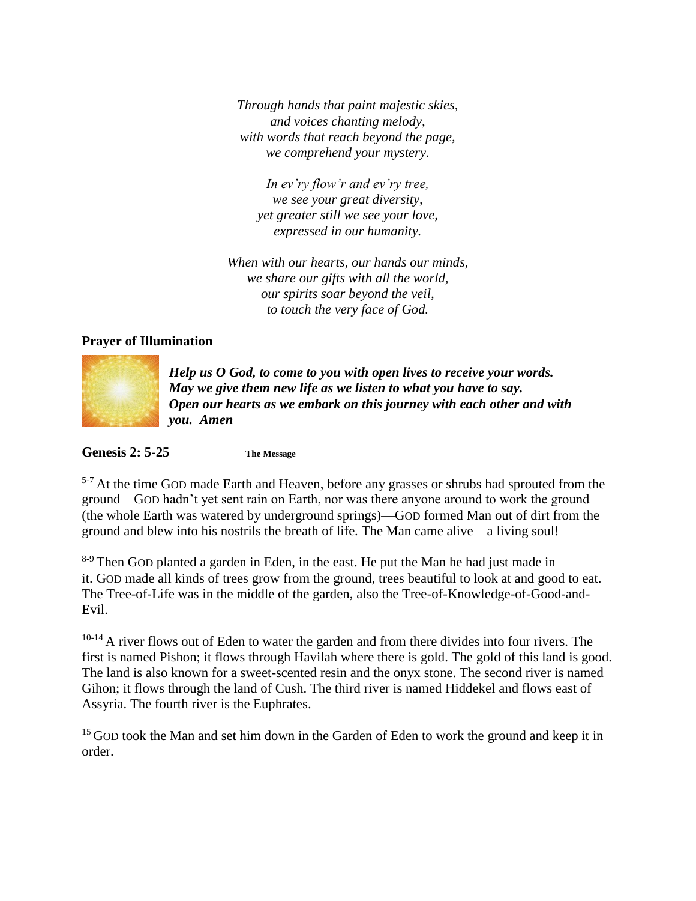*Through hands that paint majestic skies,*
*and voices chanting melody,*
*with words that reach beyond the page,*
*we comprehend your mystery.*

*In ev'ry flow'r and ev'ry tree,*
*we see your great diversity,*
*yet greater still we see your love,*
*expressed in our humanity.*

*When with our hearts, our hands our minds,*
*we share our gifts with all the world,*
*our spirits soar beyond the veil,*
*to touch the very face of God.*

**Prayer of Illumination**

***Help us O God, to come to you with open lives to receive your words. May we give them new life as we listen to what you have to say. Open our hearts as we embark on this journey with each other and with you. Amen***

**Genesis 2: 5-25** **The Message**

[5-7] At the time GOD made Earth and Heaven, before any grasses or shrubs had sprouted from the ground—GOD hadn't yet sent rain on Earth, nor was there anyone around to work the ground (the whole Earth was watered by underground springs)—GOD formed Man out of dirt from the ground and blew into his nostrils the breath of life. The Man came alive—a living soul!

[8-9] Then GOD planted a garden in Eden, in the east. He put the Man he had just made in it. GOD made all kinds of trees grow from the ground, trees beautiful to look at and good to eat. The Tree-of-Life was in the middle of the garden, also the Tree-of-Knowledge-of-Good-and-Evil.

[10-14] A river flows out of Eden to water the garden and from there divides into four rivers. The first is named Pishon; it flows through Havilah where there is gold. The gold of this land is good. The land is also known for a sweet-scented resin and the onyx stone. The second river is named Gihon; it flows through the land of Cush. The third river is named Hiddekel and flows east of Assyria. The fourth river is the Euphrates.

[15] GOD took the Man and set him down in the Garden of Eden to work the ground and keep it in order.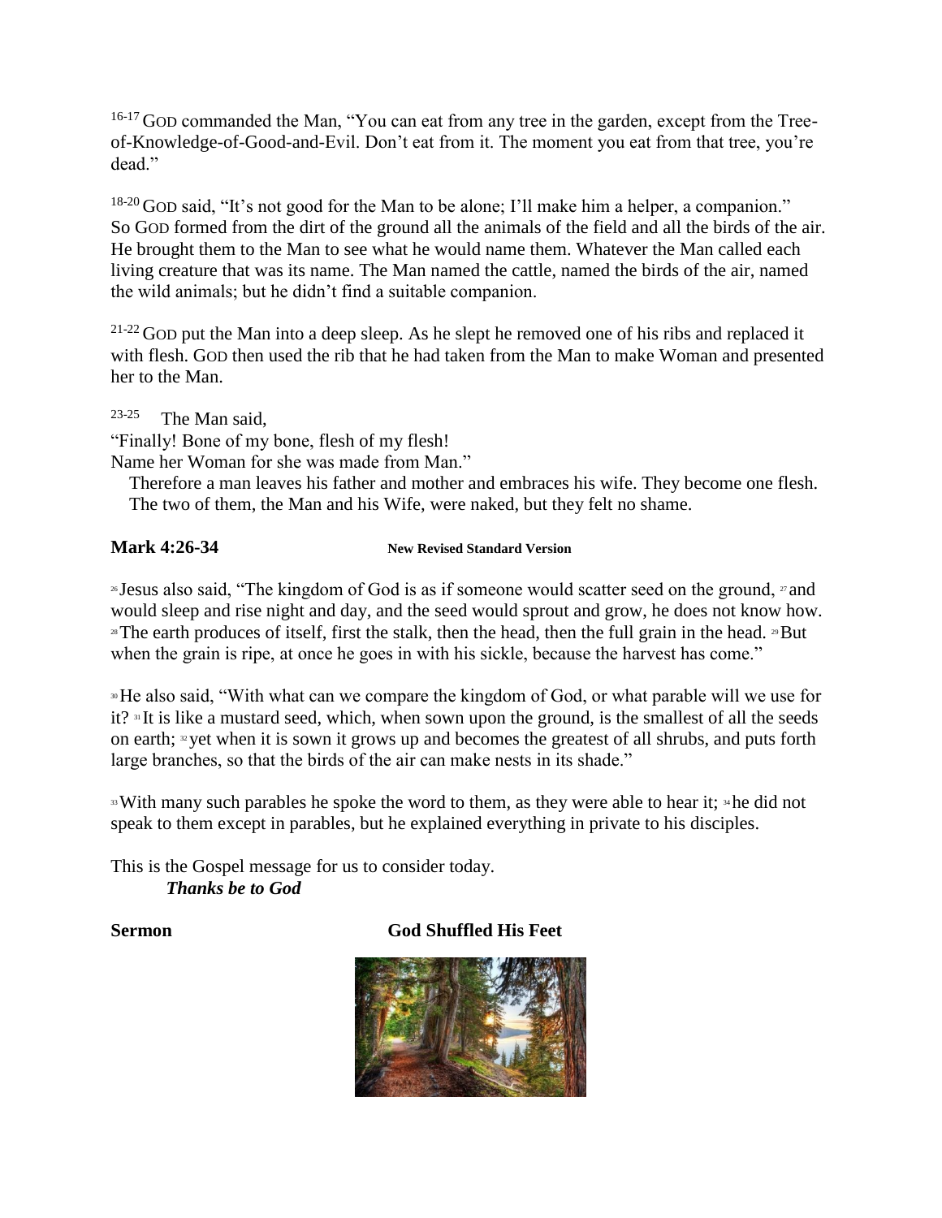[16-17] GOD commanded the Man, "You can eat from any tree in the garden, except from the Tree-of-Knowledge-of-Good-and-Evil. Don't eat from it. The moment you eat from that tree, you're dead."

[18-20] GOD said, "It's not good for the Man to be alone; I'll make him a helper, a companion." So GOD formed from the dirt of the ground all the animals of the field and all the birds of the air. He brought them to the Man to see what he would name them. Whatever the Man called each living creature that was its name. The Man named the cattle, named the birds of the air, named the wild animals; but he didn't find a suitable companion.

[21-22] GOD put the Man into a deep sleep. As he slept he removed one of his ribs and replaced it with flesh. GOD then used the rib that he had taken from the Man to make Woman and presented her to the Man.

[23-25] The Man said,
"Finally! Bone of my bone, flesh of my flesh!
Name her Woman for she was made from Man."
Therefore a man leaves his father and mother and embraces his wife. They become one flesh.
The two of them, the Man and his Wife, were naked, but they felt no shame.

**Mark 4:26-34** **New Revised Standard Version**

[26] Jesus also said, "The kingdom of God is as if someone would scatter seed on the ground, [27] and would sleep and rise night and day, and the seed would sprout and grow, he does not know how. [28] The earth produces of itself, first the stalk, then the head, then the full grain in the head. [29] But when the grain is ripe, at once he goes in with his sickle, because the harvest has come."

[30] He also said, "With what can we compare the kingdom of God, or what parable will we use for it? [31] It is like a mustard seed, which, when sown upon the ground, is the smallest of all the seeds on earth; [32] yet when it is sown it grows up and becomes the greatest of all shrubs, and puts forth large branches, so that the birds of the air can make nests in its shade."

[33] With many such parables he spoke the word to them, as they were able to hear it; [34] he did not speak to them except in parables, but he explained everything in private to his disciples.

This is the Gospel message for us to consider today.
***Thanks be to God***

**Sermon** **God Shuffled His Feet**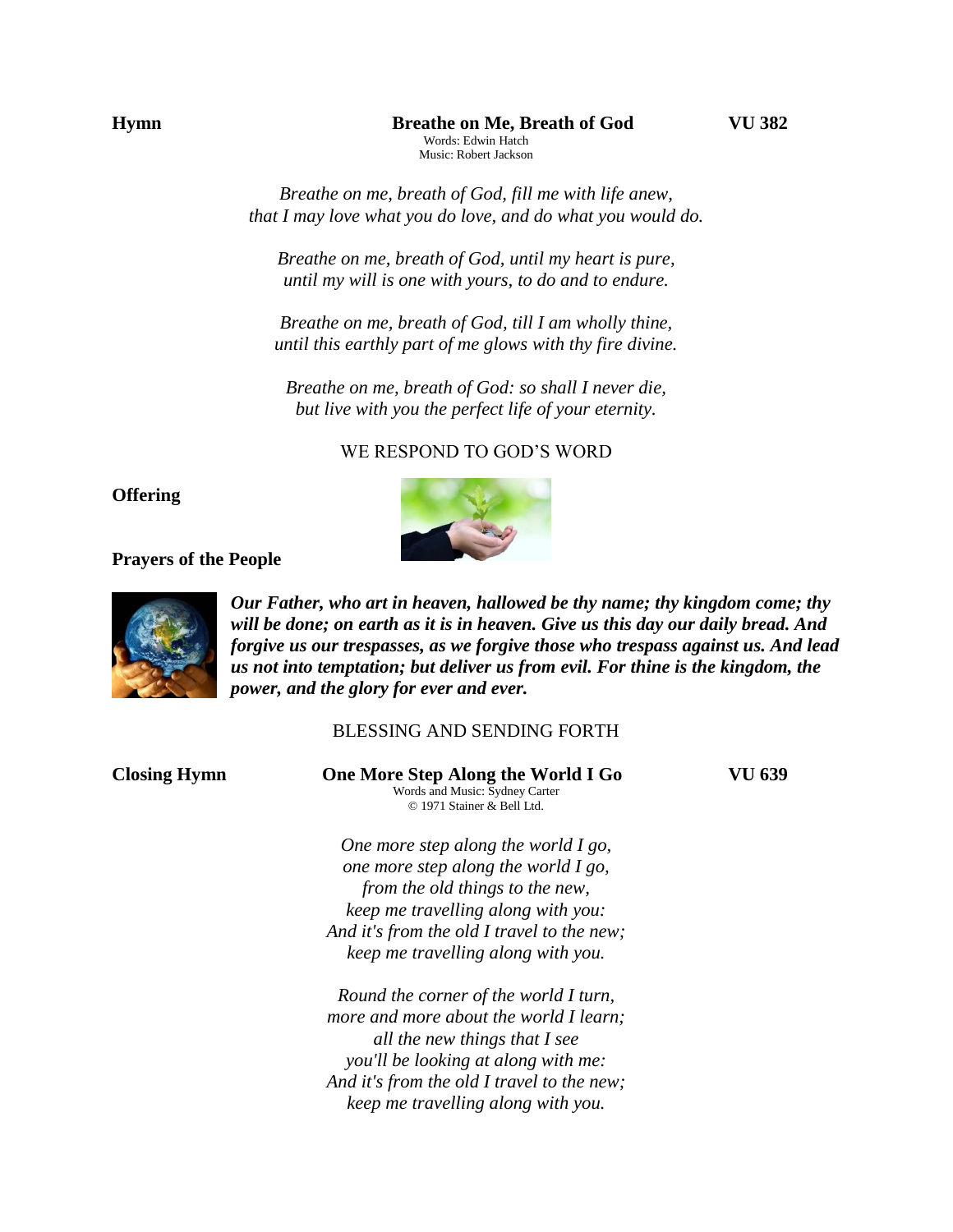**Hymn** **Breathe on Me, Breath of God** **VU 382**

Words: Edwin Hatch
Music: Robert Jackson

*Breathe on me, breath of God, fill me with life anew,*
*that I may love what you do love, and do what you would do.*

*Breathe on me, breath of God, until my heart is pure,*
*until my will is one with yours, to do and to endure.*

*Breathe on me, breath of God, till I am wholly thine,*
*until this earthly part of me glows with thy fire divine.*

*Breathe on me, breath of God: so shall I never die,*
*but live with you the perfect life of your eternity.*

WE RESPOND TO GOD'S WORD

**Offering**

**Prayers of the People**

***Our Father, who art in heaven, hallowed be thy name; thy kingdom come; thy will be done; on earth as it is in heaven. Give us this day our daily bread. And forgive us our trespasses, as we forgive those who trespass against us. And lead us not into temptation; but deliver us from evil. For thine is the kingdom, the power, and the glory for ever and ever.***

BLESSING AND SENDING FORTH

**Closing Hymn** **One More Step Along the World I Go** **VU 639**

Words and Music: Sydney Carter
© 1971 Stainer & Bell Ltd.

*One more step along the world I go,*
*one more step along the world I go,*
*from the old things to the new,*
*keep me travelling along with you:*
*And it's from the old I travel to the new;*
*keep me travelling along with you.*

*Round the corner of the world I turn,*
*more and more about the world I learn;*
*all the new things that I see*
*you'll be looking at along with me:*
*And it's from the old I travel to the new;*
*keep me travelling along with you.*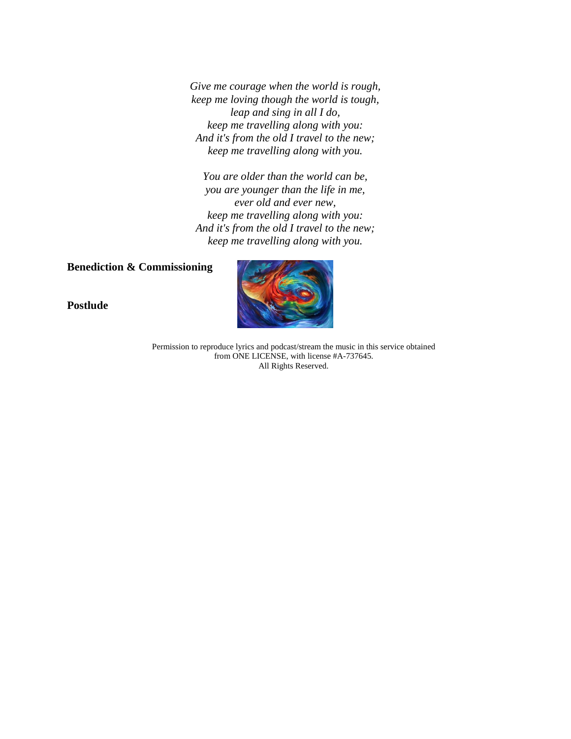*Give me courage when the world is rough,*
*keep me loving though the world is tough,*
*leap and sing in all I do,*
*keep me travelling along with you:*
*And it's from the old I travel to the new;*
*keep me travelling along with you.*

*You are older than the world can be,*
*you are younger than the life in me,*
*ever old and ever new,*
*keep me travelling along with you:*
*And it's from the old I travel to the new;*
*keep me travelling along with you.*

**Benediction & Commissioning**

**Postlude**

Permission to reproduce lyrics and podcast/stream the music in this service obtained from ONE LICENSE, with license #A-737645.
All Rights Reserved.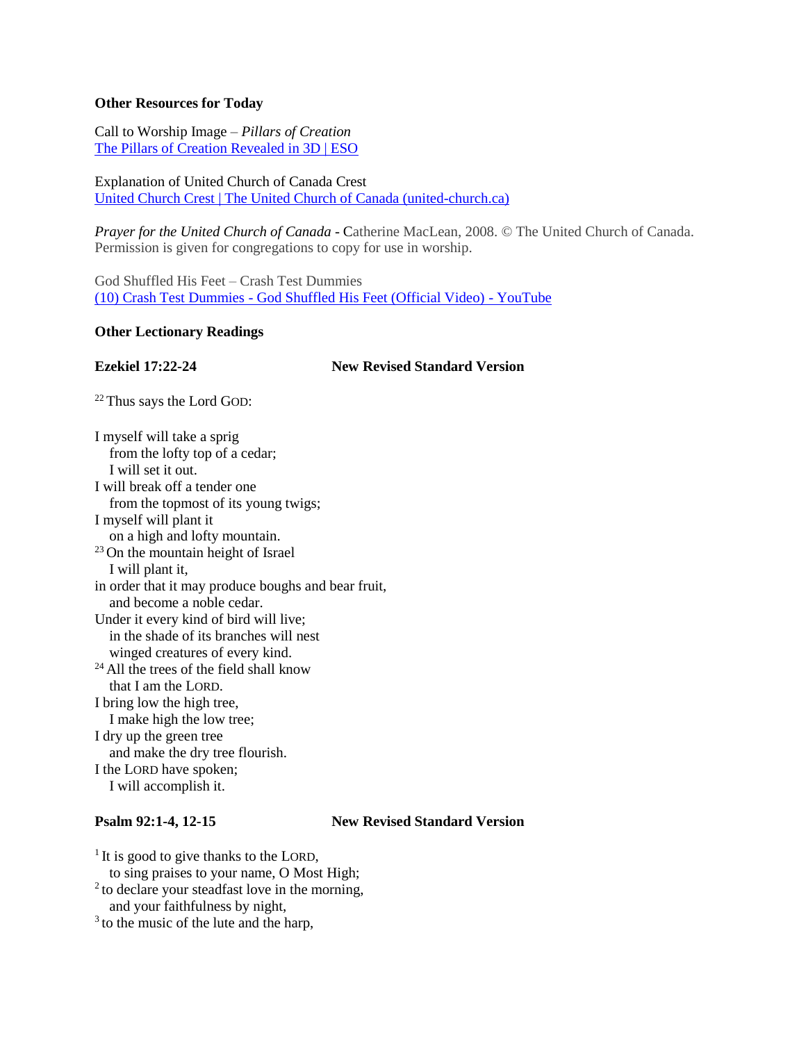**Other Resources for Today**

Call to Worship Image – *Pillars of Creation*
[The Pillars of Creation Revealed in 3D | ESO]

Explanation of United Church of Canada Crest
[United Church Crest | The United Church of Canada (united-church.ca)]

*Prayer for the United Church of Canada* - Catherine MacLean, 2008. © The United Church of Canada. Permission is given for congregations to copy for use in worship.

God Shuffled His Feet – Crash Test Dummies
[(10) Crash Test Dummies - God Shuffled His Feet (Official Video) - YouTube]

**Other Lectionary Readings**

**Ezekiel 17:22-24** **New Revised Standard Version**

[22] Thus says the Lord GOD:

I myself will take a sprig
  from the lofty top of a cedar;
  I will set it out.
I will break off a tender one
  from the topmost of its young twigs;
I myself will plant it
  on a high and lofty mountain.
[23] On the mountain height of Israel
  I will plant it,
in order that it may produce boughs and bear fruit,
  and become a noble cedar.
Under it every kind of bird will live;
  in the shade of its branches will nest
  winged creatures of every kind.
[24] All the trees of the field shall know
  that I am the LORD.
I bring low the high tree,
  I make high the low tree;
I dry up the green tree
  and make the dry tree flourish.
I the LORD have spoken;
  I will accomplish it.

**Psalm 92:1-4, 12-15** **New Revised Standard Version**

[1] It is good to give thanks to the LORD,
  to sing praises to your name, O Most High;
[2] to declare your steadfast love in the morning,
  and your faithfulness by night,
[3] to the music of the lute and the harp,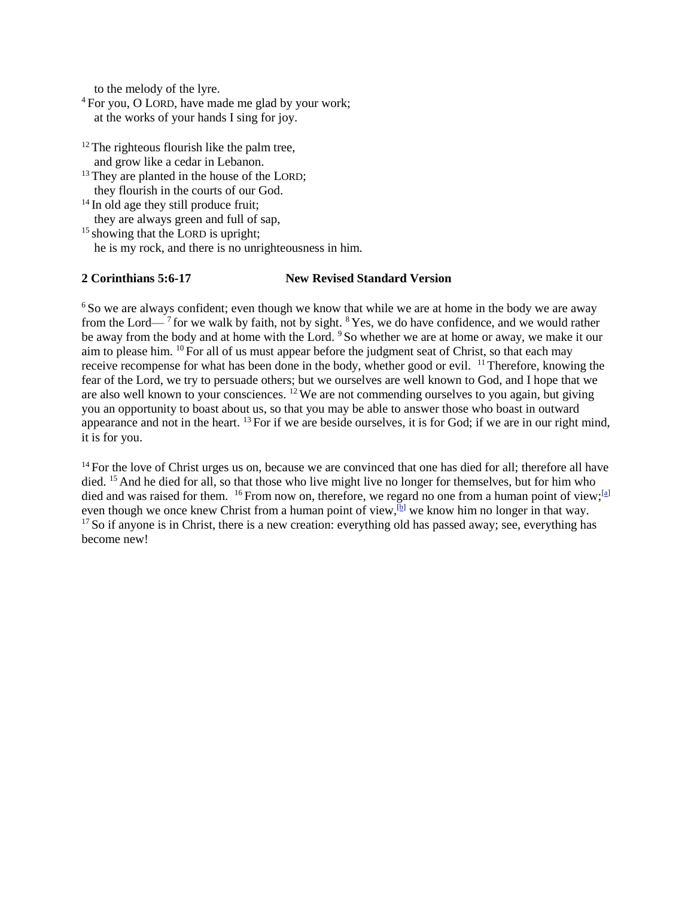to the melody of the lyre.  
[4] For you, O LORD, have made me glad by your work;  
at the works of your hands I sing for joy.

[12] The righteous flourish like the palm tree,  
and grow like a cedar in Lebanon.  
[13] They are planted in the house of the LORD;  
they flourish in the courts of our God.  
[14] In old age they still produce fruit;  
they are always green and full of sap,  
[15] showing that the LORD is upright;  
he is my rock, and there is no unrighteousness in him.

**2 Corinthians 5:6-17 New Revised Standard Version**

[6] So we are always confident; even though we know that while we are at home in the body we are away from the Lord— [7] for we walk by faith, not by sight. [8] Yes, we do have confidence, and we would rather be away from the body and at home with the Lord. [9] So whether we are at home or away, we make it our aim to please him. [10] For all of us must appear before the judgment seat of Christ, so that each may receive recompense for what has been done in the body, whether good or evil. [11] Therefore, knowing the fear of the Lord, we try to persuade others; but we ourselves are well known to God, and I hope that we are also well known to your consciences. [12] We are not commending ourselves to you again, but giving you an opportunity to boast about us, so that you may be able to answer those who boast in outward appearance and not in the heart. [13] For if we are beside ourselves, it is for God; if we are in our right mind, it is for you.

[14] For the love of Christ urges us on, because we are convinced that one has died for all; therefore all have died. [15] And he died for all, so that those who live might live no longer for themselves, but for him who died and was raised for them. [16] From now on, therefore, we regard no one from a human point of view;[a] even though we once knew Christ from a human point of view,[b] we know him no longer in that way. [17] So if anyone is in Christ, there is a new creation: everything old has passed away; see, everything has become new!